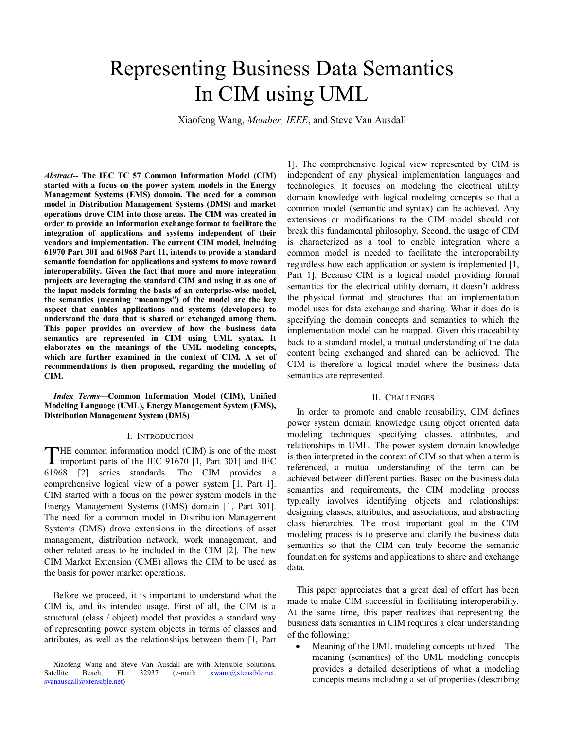# Representing Business Data Semantics In CIM using UML

Xiaofeng Wang, *Member, IEEE*, and Steve Van Ausdall

***Abstract*-- The IEC TC 57 Common Information Model (CIM) started with a focus on the power system models in the Energy Management Systems (EMS) domain. The need for a common model in Distribution Management Systems (DMS) and market operations drove CIM into those areas. The CIM was created in order to provide an information exchange format to facilitate the integration of applications and systems independent of their vendors and implementation. The current CIM model, including 61970 Part 301 and 61968 Part 11, intends to provide a standard semantic foundation for applications and systems to move toward interoperability. Given the fact that more and more integration projects are leveraging the standard CIM and using it as one of the input models forming the basis of an enterprise-wise model, the semantics (meaning "meanings") of the model are the key aspect that enables applications and systems (developers) to understand the data that is shared or exchanged among them. This paper provides an overview of how the business data semantics are represented in CIM using UML syntax. It elaborates on the meanings of the UML modeling concepts, which are further examined in the context of CIM. A set of recommendations is then proposed, regarding the modeling of CIM.**

***Index Terms*—Common Information Model (CIM), Unified Modeling Language (UML), Energy Management System (EMS), Distribution Management System (DMS)**

## I. Introduction

The common information model (CIM) is one of the most important parts of the IEC 91670 [1, Part 301] and IEC 61968 [2] series standards. The CIM provides a comprehensive logical view of a power system [1, Part 1]. CIM started with a focus on the power system models in the Energy Management Systems (EMS) domain [1, Part 301]. The need for a common model in Distribution Management Systems (DMS) drove extensions in the directions of asset management, distribution network, work management, and other related areas to be included in the CIM [2]. The new CIM Market Extension (CME) allows the CIM to be used as the basis for power market operations.

Before we proceed, it is important to understand what the CIM is, and its intended usage. First of all, the CIM is a structural (class / object) model that provides a standard way of representing power system objects in terms of classes and attributes, as well as the relationships between them [1, Part 1]. The comprehensive logical view represented by CIM is independent of any physical implementation languages and technologies. It focuses on modeling the electrical utility domain knowledge with logical modeling concepts so that a common model (semantic and syntax) can be achieved. Any extensions or modifications to the CIM model should not break this fundamental philosophy. Second, the usage of CIM is characterized as a tool to enable integration where a common model is needed to facilitate the interoperability regardless how each application or system is implemented [1, Part 1]. Because CIM is a logical model providing formal semantics for the electrical utility domain, it doesn't address the physical format and structures that an implementation model uses for data exchange and sharing. What it does do is specifying the domain concepts and semantics to which the implementation model can be mapped. Given this traceability back to a standard model, a mutual understanding of the data content being exchanged and shared can be achieved. The CIM is therefore a logical model where the business data semantics are represented.

## II. Challenges

In order to promote and enable reusability, CIM defines power system domain knowledge using object oriented data modeling techniques specifying classes, attributes, and relationships in UML. The power system domain knowledge is then interpreted in the context of CIM so that when a term is referenced, a mutual understanding of the term can be achieved between different parties. Based on the business data semantics and requirements, the CIM modeling process typically involves identifying objects and relationships; designing classes, attributes, and associations; and abstracting class hierarchies. The most important goal in the CIM modeling process is to preserve and clarify the business data semantics so that the CIM can truly become the semantic foundation for systems and applications to share and exchange data.

This paper appreciates that a great deal of effort has been made to make CIM successful in facilitating interoperability. At the same time, this paper realizes that representing the business data semantics in CIM requires a clear understanding of the following:

- Meaning of the UML modeling concepts utilized – The meaning (semantics) of the UML modeling concepts provides a detailed descriptions of what a modeling concepts means including a set of properties (describing

Xiaofeng Wang and Steve Van Ausdall are with Xtensible Solutions, Satellite Beach, FL 32937 (e-mail: xwang@xtensible.net, svanausdall@xtensible.net)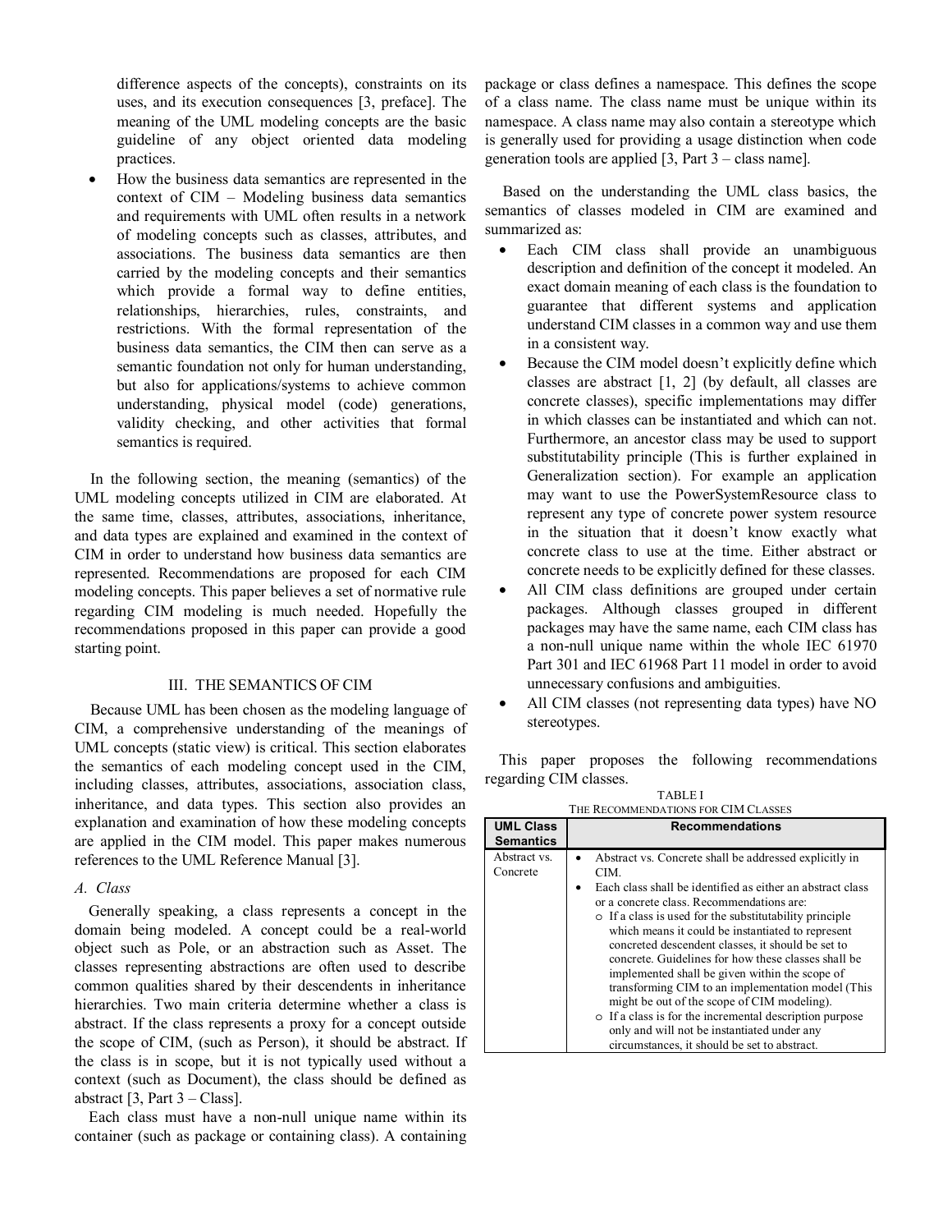difference aspects of the concepts), constraints on its uses, and its execution consequences [3, preface]. The meaning of the UML modeling concepts are the basic guideline of any object oriented data modeling practices.

- How the business data semantics are represented in the context of CIM – Modeling business data semantics and requirements with UML often results in a network of modeling concepts such as classes, attributes, and associations. The business data semantics are then carried by the modeling concepts and their semantics which provide a formal way to define entities, relationships, hierarchies, rules, constraints, and restrictions. With the formal representation of the business data semantics, the CIM then can serve as a semantic foundation not only for human understanding, but also for applications/systems to achieve common understanding, physical model (code) generations, validity checking, and other activities that formal semantics is required.

In the following section, the meaning (semantics) of the UML modeling concepts utilized in CIM are elaborated. At the same time, classes, attributes, associations, inheritance, and data types are explained and examined in the context of CIM in order to understand how business data semantics are represented. Recommendations are proposed for each CIM modeling concepts. This paper believes a set of normative rule regarding CIM modeling is much needed. Hopefully the recommendations proposed in this paper can provide a good starting point.

## III. The Semantics of CIM

Because UML has been chosen as the modeling language of CIM, a comprehensive understanding of the meanings of UML concepts (static view) is critical. This section elaborates the semantics of each modeling concept used in the CIM, including classes, attributes, associations, association class, inheritance, and data types. This section also provides an explanation and examination of how these modeling concepts are applied in the CIM model. This paper makes numerous references to the UML Reference Manual [3].

### A. Class

Generally speaking, a class represents a concept in the domain being modeled. A concept could be a real-world object such as Pole, or an abstraction such as Asset. The classes representing abstractions are often used to describe common qualities shared by their descendents in inheritance hierarchies. Two main criteria determine whether a class is abstract. If the class represents a proxy for a concept outside the scope of CIM, (such as Person), it should be abstract. If the class is in scope, but it is not typically used without a context (such as Document), the class should be defined as abstract [3, Part 3 – Class].

Each class must have a non-null unique name within its container (such as package or containing class). A containing package or class defines a namespace. This defines the scope of a class name. The class name must be unique within its namespace. A class name may also contain a stereotype which is generally used for providing a usage distinction when code generation tools are applied [3, Part 3 – class name].

Based on the understanding the UML class basics, the semantics of classes modeled in CIM are examined and summarized as:

- Each CIM class shall provide an unambiguous description and definition of the concept it modeled. An exact domain meaning of each class is the foundation to guarantee that different systems and application understand CIM classes in a common way and use them in a consistent way.
- Because the CIM model doesn't explicitly define which classes are abstract [1, 2] (by default, all classes are concrete classes), specific implementations may differ in which classes can be instantiated and which can not. Furthermore, an ancestor class may be used to support substitutability principle (This is further explained in Generalization section). For example an application may want to use the PowerSystemResource class to represent any type of concrete power system resource in the situation that it doesn't know exactly what concrete class to use at the time. Either abstract or concrete needs to be explicitly defined for these classes.
- All CIM class definitions are grouped under certain packages. Although classes grouped in different packages may have the same name, each CIM class has a non-null unique name within the whole IEC 61970 Part 301 and IEC 61968 Part 11 model in order to avoid unnecessary confusions and ambiguities.
- All CIM classes (not representing data types) have NO stereotypes.

This paper proposes the following recommendations regarding CIM classes.

TABLE I
The Recommendations for CIM Classes

| UML Class Semantics | Recommendations |
|---|---|
| Abstract vs. Concrete | • Abstract vs. Concrete shall be addressed explicitly in CIM.<br>• Each class shall be identified as either an abstract class or a concrete class. Recommendations are:<br>○ If a class is used for the substitutability principle which means it could be instantiated to represent concreted descendent classes, it should be set to concrete. Guidelines for how these classes shall be implemented shall be given within the scope of transforming CIM to an implementation model (This might be out of the scope of CIM modeling).<br>○ If a class is for the incremental description purpose only and will not be instantiated under any circumstances, it should be set to abstract. |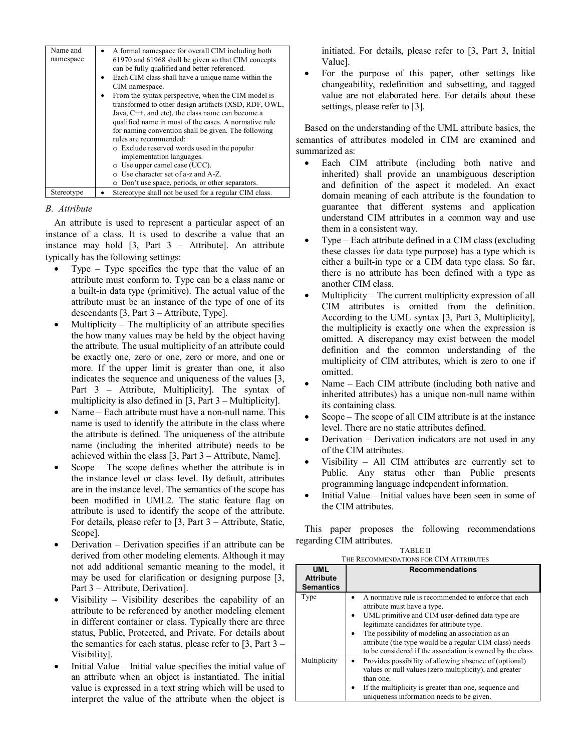| Name and namespace | • A formal namespace for overall CIM including both 61970 and 61968 shall be given so that CIM concepts can be fully qualified and better referenced.<br>• Each CIM class shall have a unique name within the CIM namespace.<br>• From the syntax perspective, when the CIM model is transformed to other design artifacts (XSD, RDF, OWL, Java, C++, and etc), the class name can become a qualified name in most of the cases. A normative rule for naming convention shall be given. The following rules are recommended:<br>o Exclude reserved words used in the popular implementation languages.<br>o Use upper camel case (UCC).<br>o Use character set of a-z and A-Z.<br>o Don't use space, periods, or other separators. |
|---|---|
| Stereotype | • Stereotype shall not be used for a regular CIM class. |

### B. Attribute

An attribute is used to represent a particular aspect of an instance of a class. It is used to describe a value that an instance may hold [3, Part 3 – Attribute]. An attribute typically has the following settings:

- Type – Type specifies the type that the value of an attribute must conform to. Type can be a class name or a built-in data type (primitive). The actual value of the attribute must be an instance of the type of one of its descendants [3, Part 3 – Attribute, Type].
- Multiplicity – The multiplicity of an attribute specifies the how many values may be held by the object having the attribute. The usual multiplicity of an attribute could be exactly one, zero or one, zero or more, and one or more. If the upper limit is greater than one, it also indicates the sequence and uniqueness of the values [3, Part 3 – Attribute, Multiplicity]. The syntax of multiplicity is also defined in [3, Part 3 – Multiplicity].
- Name – Each attribute must have a non-null name. This name is used to identify the attribute in the class where the attribute is defined. The uniqueness of the attribute name (including the inherited attribute) needs to be achieved within the class [3, Part 3 – Attribute, Name].
- Scope – The scope defines whether the attribute is in the instance level or class level. By default, attributes are in the instance level. The semantics of the scope has been modified in UML2. The static feature flag on attribute is used to identify the scope of the attribute. For details, please refer to [3, Part 3 – Attribute, Static, Scope].
- Derivation – Derivation specifies if an attribute can be derived from other modeling elements. Although it may not add additional semantic meaning to the model, it may be used for clarification or designing purpose [3, Part 3 – Attribute, Derivation].
- Visibility – Visibility describes the capability of an attribute to be referenced by another modeling element in different container or class. Typically there are three status, Public, Protected, and Private. For details about the semantics for each status, please refer to [3, Part 3 – Visibility].
- Initial Value – Initial value specifies the initial value of an attribute when an object is instantiated. The initial value is expressed in a text string which will be used to interpret the value of the attribute when the object is initiated. For details, please refer to [3, Part 3, Initial Value].
- For the purpose of this paper, other settings like changeability, redefinition and subsetting, and tagged value are not elaborated here. For details about these settings, please refer to [3].

Based on the understanding of the UML attribute basics, the semantics of attributes modeled in CIM are examined and summarized as:

- Each CIM attribute (including both native and inherited) shall provide an unambiguous description and definition of the aspect it modeled. An exact domain meaning of each attribute is the foundation to guarantee that different systems and application understand CIM attributes in a common way and use them in a consistent way.
- Type – Each attribute defined in a CIM class (excluding these classes for data type purpose) has a type which is either a built-in type or a CIM data type class. So far, there is no attribute has been defined with a type as another CIM class.
- Multiplicity – The current multiplicity expression of all CIM attributes is omitted from the definition. According to the UML syntax [3, Part 3, Multiplicity], the multiplicity is exactly one when the expression is omitted. A discrepancy may exist between the model definition and the common understanding of the multiplicity of CIM attributes, which is zero to one if omitted.
- Name – Each CIM attribute (including both native and inherited attributes) has a unique non-null name within its containing class.
- Scope – The scope of all CIM attribute is at the instance level. There are no static attributes defined.
- Derivation – Derivation indicators are not used in any of the CIM attributes.
- Visibility – All CIM attributes are currently set to Public. Any status other than Public presents programming language independent information.
- Initial Value – Initial values have been seen in some of the CIM attributes.

This paper proposes the following recommendations regarding CIM attributes.

TABLE II
THE RECOMMENDATIONS FOR CIM ATTRIBUTES

| UML Attribute Semantics | Recommendations |
|---|---|
| Type | • A normative rule is recommended to enforce that each attribute must have a type.<br>• UML primitive and CIM user-defined data type are legitimate candidates for attribute type.<br>• The possibility of modeling an association as an attribute (the type would be a regular CIM class) needs to be considered if the association is owned by the class. |
| Multiplicity | • Provides possibility of allowing absence of (optional) values or null values (zero multiplicity), and greater than one.<br>• If the multiplicity is greater than one, sequence and uniqueness information needs to be given. |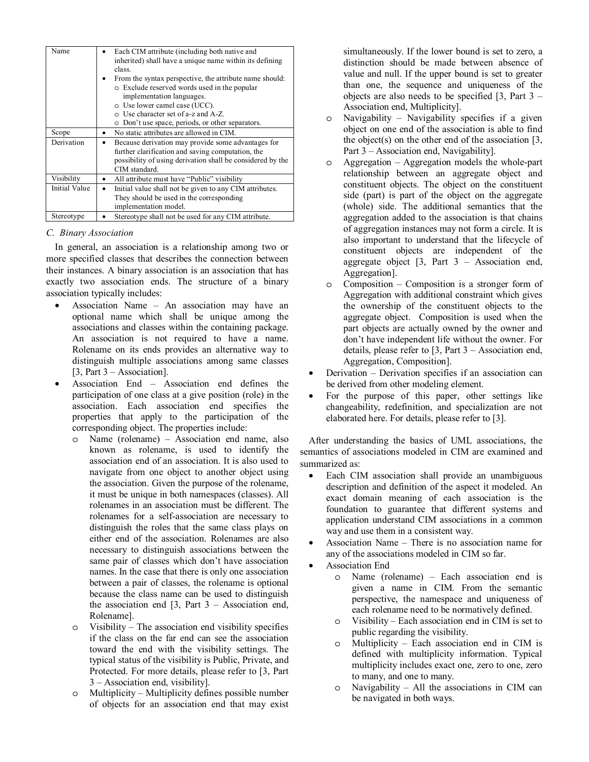| Name | • Each CIM attribute (including both native and inherited) shall have a unique name within its defining class. • From the syntax perspective, the attribute name should: o Exclude reserved words used in the popular implementation languages. o Use lower camel case (UCC). o Use character set of a-z and A-Z. o Don't use space, periods, or other separators. |
|---|---|
| Scope | • No static attributes are allowed in CIM. |
| Derivation | • Because derivation may provide some advantages for further clarification and saving computation, the possibility of using derivation shall be considered by the CIM standard. |
| Visibility | • All attribute must have "Public" visibility |
| Initial Value | • Initial value shall not be given to any CIM attributes. They should be used in the corresponding implementation model. |
| Stereotype | • Stereotype shall not be used for any CIM attribute. |

### C. Binary Association

In general, an association is a relationship among two or more specified classes that describes the connection between their instances. A binary association is an association that has exactly two association ends. The structure of a binary association typically includes:

- Association Name – An association may have an optional name which shall be unique among the associations and classes within the containing package. An association is not required to have a name. Rolename on its ends provides an alternative way to distinguish multiple associations among same classes [3, Part 3 – Association].
- Association End – Association end defines the participation of one class at a give position (role) in the association. Each association end specifies the properties that apply to the participation of the corresponding object. The properties include:
    - Name (rolename) – Association end name, also known as rolename, is used to identify the association end of an association. It is also used to navigate from one object to another object using the association. Given the purpose of the rolename, it must be unique in both namespaces (classes). All rolenames in an association must be different. The rolenames for a self-association are necessary to distinguish the roles that the same class plays on either end of the association. Rolenames are also necessary to distinguish associations between the same pair of classes which don't have association names. In the case that there is only one association between a pair of classes, the rolename is optional because the class name can be used to distinguish the association end [3, Part 3 – Association end, Rolename].
    - Visibility – The association end visibility specifies if the class on the far end can see the association toward the end with the visibility settings. The typical status of the visibility is Public, Private, and Protected. For more details, please refer to [3, Part 3 – Association end, visibility].
    - Multiplicity – Multiplicity defines possible number of objects for an association end that may exist simultaneously. If the lower bound is set to zero, a distinction should be made between absence of value and null. If the upper bound is set to greater than one, the sequence and uniqueness of the objects are also needs to be specified [3, Part 3 – Association end, Multiplicity].
    - Navigability – Navigability specifies if a given object on one end of the association is able to find the object(s) on the other end of the association [3, Part 3 – Association end, Navigability].
    - Aggregation – Aggregation models the whole-part relationship between an aggregate object and constituent objects. The object on the constituent side (part) is part of the object on the aggregate (whole) side. The additional semantics that the aggregation added to the association is that chains of aggregation instances may not form a circle. It is also important to understand that the lifecycle of constituent objects are independent of the aggregate object [3, Part 3 – Association end, Aggregation].
    - Composition – Composition is a stronger form of Aggregation with additional constraint which gives the ownership of the constituent objects to the aggregate object. Composition is used when the part objects are actually owned by the owner and don't have independent life without the owner. For details, please refer to [3, Part 3 – Association end, Aggregation, Composition].
- Derivation – Derivation specifies if an association can be derived from other modeling element.
- For the purpose of this paper, other settings like changeability, redefinition, and specialization are not elaborated here. For details, please refer to [3].

After understanding the basics of UML associations, the semantics of associations modeled in CIM are examined and summarized as:

- Each CIM association shall provide an unambiguous description and definition of the aspect it modeled. An exact domain meaning of each association is the foundation to guarantee that different systems and application understand CIM associations in a common way and use them in a consistent way.
- Association Name – There is no association name for any of the associations modeled in CIM so far.
- Association End
    - Name (rolename) – Each association end is given a name in CIM. From the semantic perspective, the namespace and uniqueness of each rolename need to be normatively defined.
    - Visibility – Each association end in CIM is set to public regarding the visibility.
    - Multiplicity – Each association end in CIM is defined with multiplicity information. Typical multiplicity includes exact one, zero to one, zero to many, and one to many.
    - Navigability – All the associations in CIM can be navigated in both ways.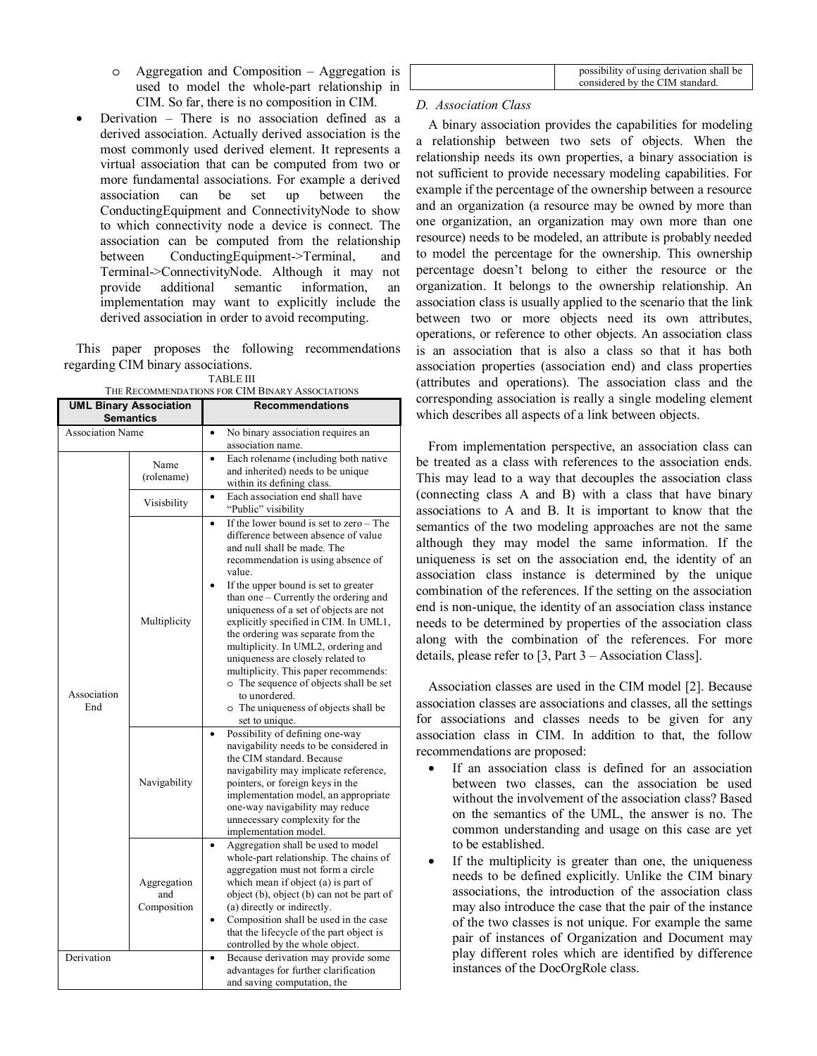- Aggregation and Composition – Aggregation is used to model the whole-part relationship in CIM. So far, there is no composition in CIM.

- Derivation – There is no association defined as a derived association. Actually derived association is the most commonly used derived element. It represents a virtual association that can be computed from two or more fundamental associations. For example a derived association can be set up between the ConductingEquipment and ConnectivityNode to show to which connectivity node a device is connect. The association can be computed from the relationship between ConductingEquipment->Terminal, and Terminal->ConnectivityNode. Although it may not provide additional semantic information, an implementation may want to explicitly include the derived association in order to avoid recomputing.

This paper proposes the following recommendations regarding CIM binary associations.

TABLE III
THE RECOMMENDATIONS FOR CIM BINARY ASSOCIATIONS

| **UML Binary Association Semantics** | | **Recommendations** |
|---|---|---|
| Association Name | | • No binary association requires an association name. |
| Association End | Name (rolename) | • Each rolename (including both native and inherited) needs to be unique within its defining class. |
| | Visisbility | • Each association end shall have "Public" visibility |
| | Multiplicity | • If the lower bound is set to zero – The difference between absence of value and null shall be made. The recommendation is using absence of value. • If the upper bound is set to greater than one – Currently the ordering and uniqueness of a set of objects are not explicitly specified in CIM. In UML1, the ordering was separate from the multiplicity. In UML2, ordering and uniqueness are closely related to multiplicity. This paper recommends: o The sequence of objects shall be set to unordered. o The uniqueness of objects shall be set to unique. |
| | Navigability | • Possibility of defining one-way navigability needs to be considered in the CIM standard. Because navigability may implicate reference, pointers, or foreign keys in the implementation model, an appropriate one-way navigability may reduce unnecessary complexity for the implementation model. |
| | Aggregation and Composition | • Aggregation shall be used to model whole-part relationship. The chains of aggregation must not form a circle which mean if object (a) is part of object (b), object (b) can not be part of (a) directly or indirectly. • Composition shall be used in the case that the lifecycle of the part object is controlled by the whole object. |
| Derivation | | • Because derivation may provide some advantages for further clarification and saving computation, the possibility of using derivation shall be considered by the CIM standard. |

### D. Association Class

A binary association provides the capabilities for modeling a relationship between two sets of objects. When the relationship needs its own properties, a binary association is not sufficient to provide necessary modeling capabilities. For example if the percentage of the ownership between a resource and an organization (a resource may be owned by more than one organization, an organization may own more than one resource) needs to be modeled, an attribute is probably needed to model the percentage for the ownership. This ownership percentage doesn't belong to either the resource or the organization. It belongs to the ownership relationship. An association class is usually applied to the scenario that the link between two or more objects need its own attributes, operations, or reference to other objects. An association class is an association that is also a class so that it has both association properties (association end) and class properties (attributes and operations). The association class and the corresponding association is really a single modeling element which describes all aspects of a link between objects.

From implementation perspective, an association class can be treated as a class with references to the association ends. This may lead to a way that decouples the association class (connecting class A and B) with a class that have binary associations to A and B. It is important to know that the semantics of the two modeling approaches are not the same although they may model the same information. If the uniqueness is set on the association end, the identity of an association class instance is determined by the unique combination of the references. If the setting on the association end is non-unique, the identity of an association class instance needs to be determined by properties of the association class along with the combination of the references. For more details, please refer to [3, Part 3 – Association Class].

Association classes are used in the CIM model [2]. Because association classes are associations and classes, all the settings for associations and classes needs to be given for any association class in CIM. In addition to that, the follow recommendations are proposed:

- If an association class is defined for an association between two classes, can the association be used without the involvement of the association class? Based on the semantics of the UML, the answer is no. The common understanding and usage on this case are yet to be established.
- If the multiplicity is greater than one, the uniqueness needs to be defined explicitly. Unlike the CIM binary associations, the introduction of the association class may also introduce the case that the pair of the instance of the two classes is not unique. For example the same pair of instances of Organization and Document may play different roles which are identified by difference instances of the DocOrgRole class.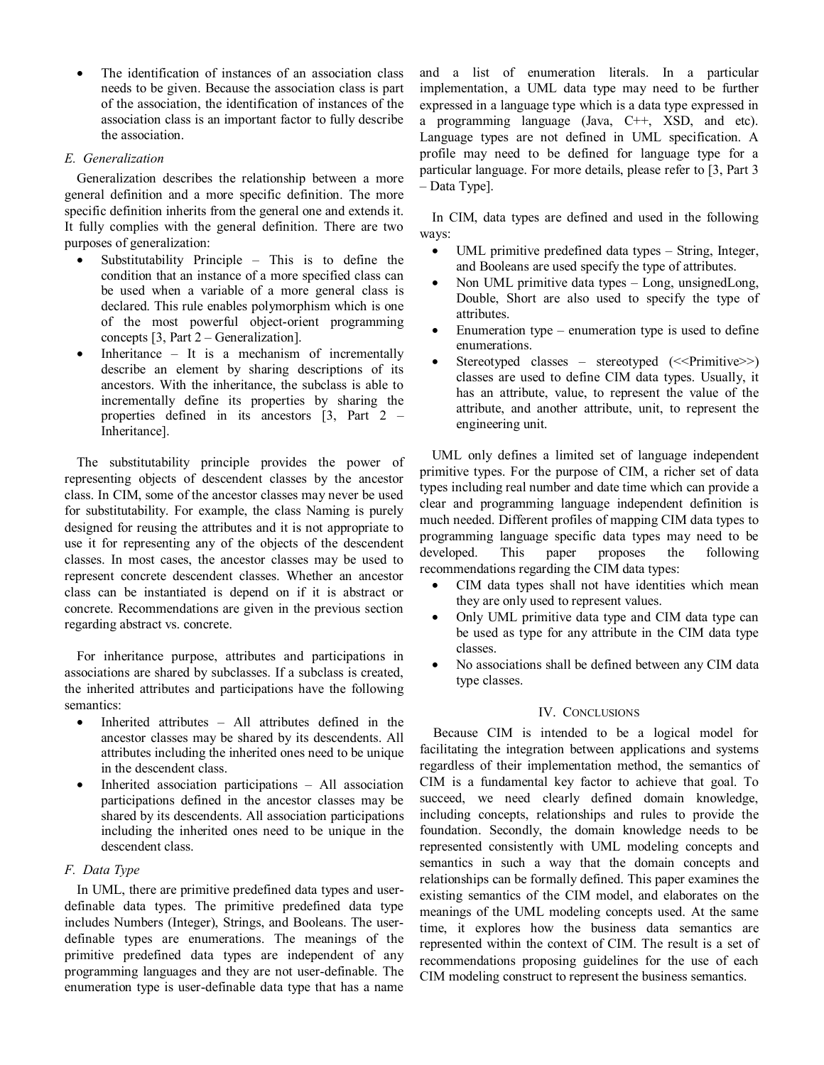- The identification of instances of an association class needs to be given. Because the association class is part of the association, the identification of instances of the association class is an important factor to fully describe the association.

### *E. Generalization*

Generalization describes the relationship between a more general definition and a more specific definition. The more specific definition inherits from the general one and extends it. It fully complies with the general definition. There are two purposes of generalization:

- Substitutability Principle – This is to define the condition that an instance of a more specified class can be used when a variable of a more general class is declared. This rule enables polymorphism which is one of the most powerful object-orient programming concepts [3, Part 2 – Generalization].
- Inheritance – It is a mechanism of incrementally describe an element by sharing descriptions of its ancestors. With the inheritance, the subclass is able to incrementally define its properties by sharing the properties defined in its ancestors [3, Part 2 – Inheritance].

The substitutability principle provides the power of representing objects of descendent classes by the ancestor class. In CIM, some of the ancestor classes may never be used for substitutability. For example, the class Naming is purely designed for reusing the attributes and it is not appropriate to use it for representing any of the objects of the descendent classes. In most cases, the ancestor classes may be used to represent concrete descendent classes. Whether an ancestor class can be instantiated is depend on if it is abstract or concrete. Recommendations are given in the previous section regarding abstract vs. concrete.

For inheritance purpose, attributes and participations in associations are shared by subclasses. If a subclass is created, the inherited attributes and participations have the following semantics:

- Inherited attributes – All attributes defined in the ancestor classes may be shared by its descendents. All attributes including the inherited ones need to be unique in the descendent class.
- Inherited association participations – All association participations defined in the ancestor classes may be shared by its descendents. All association participations including the inherited ones need to be unique in the descendent class.

### *F. Data Type*

In UML, there are primitive predefined data types and user-definable data types. The primitive predefined data type includes Numbers (Integer), Strings, and Booleans. The user-definable types are enumerations. The meanings of the primitive predefined data types are independent of any programming languages and they are not user-definable. The enumeration type is user-definable data type that has a name and a list of enumeration literals. In a particular implementation, a UML data type may need to be further expressed in a language type which is a data type expressed in a programming language (Java, C++, XSD, and etc). Language types are not defined in UML specification. A profile may need to be defined for language type for a particular language. For more details, please refer to [3, Part 3 – Data Type].

In CIM, data types are defined and used in the following ways:

- UML primitive predefined data types – String, Integer, and Booleans are used specify the type of attributes.
- Non UML primitive data types – Long, unsignedLong, Double, Short are also used to specify the type of attributes.
- Enumeration type – enumeration type is used to define enumerations.
- Stereotyped classes – stereotyped (<<Primitive>>) classes are used to define CIM data types. Usually, it has an attribute, value, to represent the value of the attribute, and another attribute, unit, to represent the engineering unit.

UML only defines a limited set of language independent primitive types. For the purpose of CIM, a richer set of data types including real number and date time which can provide a clear and programming language independent definition is much needed. Different profiles of mapping CIM data types to programming language specific data types may need to be developed. This paper proposes the following recommendations regarding the CIM data types:

- CIM data types shall not have identities which mean they are only used to represent values.
- Only UML primitive data type and CIM data type can be used as type for any attribute in the CIM data type classes.
- No associations shall be defined between any CIM data type classes.

## IV. Conclusions

Because CIM is intended to be a logical model for facilitating the integration between applications and systems regardless of their implementation method, the semantics of CIM is a fundamental key factor to achieve that goal. To succeed, we need clearly defined domain knowledge, including concepts, relationships and rules to provide the foundation. Secondly, the domain knowledge needs to be represented consistently with UML modeling concepts and semantics in such a way that the domain concepts and relationships can be formally defined. This paper examines the existing semantics of the CIM model, and elaborates on the meanings of the UML modeling concepts used. At the same time, it explores how the business data semantics are represented within the context of CIM. The result is a set of recommendations proposing guidelines for the use of each CIM modeling construct to represent the business semantics.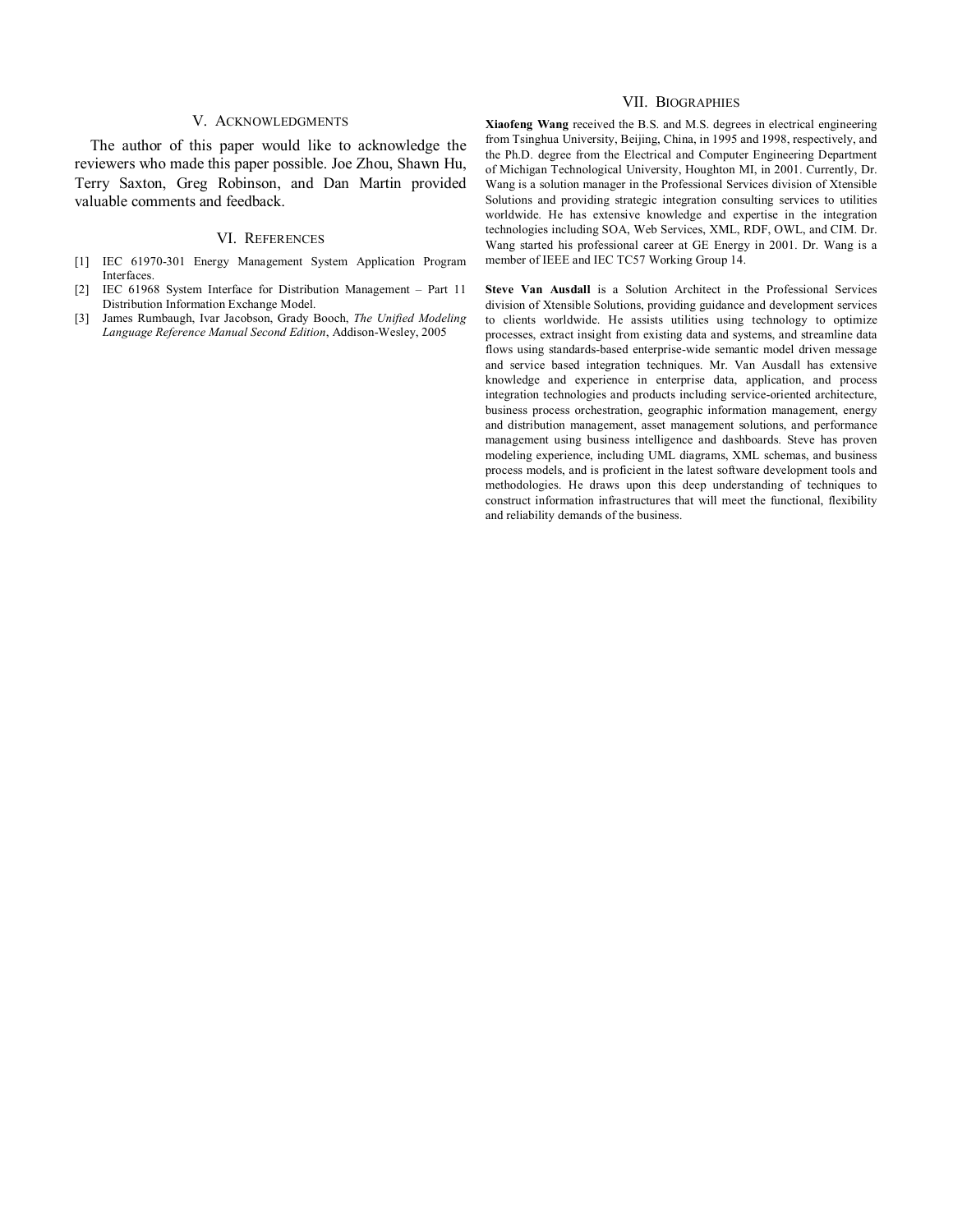## V. Acknowledgments

The author of this paper would like to acknowledge the reviewers who made this paper possible. Joe Zhou, Shawn Hu, Terry Saxton, Greg Robinson, and Dan Martin provided valuable comments and feedback.

## VI. References

[1] IEC 61970-301 Energy Management System Application Program Interfaces.

[2] IEC 61968 System Interface for Distribution Management – Part 11 Distribution Information Exchange Model.

[3] James Rumbaugh, Ivar Jacobson, Grady Booch, *The Unified Modeling Language Reference Manual Second Edition*, Addison-Wesley, 2005

## VII. Biographies

**Xiaofeng Wang** received the B.S. and M.S. degrees in electrical engineering from Tsinghua University, Beijing, China, in 1995 and 1998, respectively, and the Ph.D. degree from the Electrical and Computer Engineering Department of Michigan Technological University, Houghton MI, in 2001. Currently, Dr. Wang is a solution manager in the Professional Services division of Xtensible Solutions and providing strategic integration consulting services to utilities worldwide. He has extensive knowledge and expertise in the integration technologies including SOA, Web Services, XML, RDF, OWL, and CIM. Dr. Wang started his professional career at GE Energy in 2001. Dr. Wang is a member of IEEE and IEC TC57 Working Group 14.

**Steve Van Ausdall** is a Solution Architect in the Professional Services division of Xtensible Solutions, providing guidance and development services to clients worldwide. He assists utilities using technology to optimize processes, extract insight from existing data and systems, and streamline data flows using standards-based enterprise-wide semantic model driven message and service based integration techniques. Mr. Van Ausdall has extensive knowledge and experience in enterprise data, application, and process integration technologies and products including service-oriented architecture, business process orchestration, geographic information management, energy and distribution management, asset management solutions, and performance management using business intelligence and dashboards. Steve has proven modeling experience, including UML diagrams, XML schemas, and business process models, and is proficient in the latest software development tools and methodologies. He draws upon this deep understanding of techniques to construct information infrastructures that will meet the functional, flexibility and reliability demands of the business.